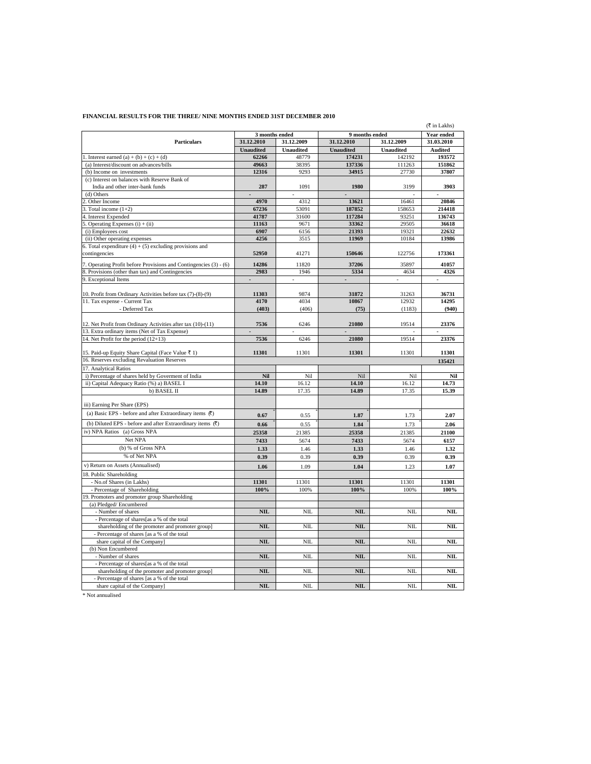**FINANCIAL RESULTS FOR THE THREE/ NINE MONTHS ENDED 31ST DECEMBER 2010**

(₹ in Lakhs)

| Particulars | 3 months ended | | 9 months ended | | Year ended |
|---|---|---|---|---|---|
| | 31.12.2010 | 31.12.2009 | 31.12.2010 | 31.12.2009 | 31.03.2010 |
| | Unaudited | Unaudited | Unaudited | Unaudited | Audited |
| 1. Interest earned (a) + (b) + (c) + (d) | **62266** | 48779 | **174231** | 142192 | **193572** |
| (a) Interest/discount on advances/bills | **49663** | 38395 | **137336** | 111263 | **151862** |
| (b) Income on investments | **12316** | 9293 | **34915** | 27730 | **37807** |
| (c) Interest on balances with Reserve Bank of India and other inter-bank funds | **287** | 1091 | **1980** | 3199 | **3903** |
| (d) Others | - | - | - | - | - |
| 2. Other Income | **4970** | 4312 | **13621** | 16461 | **20846** |
| 3. Total income (1+2) | **67236** | 53091 | **187852** | 158653 | **214418** |
| 4. Interest Expended | **41787** | 31600 | **117284** | 93251 | **136743** |
| 5. Operating Expenses (i) + (ii) | **11163** | 9671 | **33362** | 29505 | **36618** |
| (i) Employees cost | **6907** | 6156 | **21393** | 19321 | **22632** |
| (ii) Other operating expenses | **4256** | 3515 | **11969** | 10184 | **13986** |
| 6. Total expenditure (4) + (5) excluding provisions and contingencies | **52950** | 41271 | **150646** | 122756 | **173361** |
| 7. Operating Profit before Provisions and Contingencies (3) - (6) | **14286** | 11820 | **37206** | 35897 | **41057** |
| 8. Provisions (other than tax) and Contingencies | **2983** | 1946 | **5334** | 4634 | **4326** |
| 9. Exceptional Items | - | - | - | - | - |
| 10. Profit from Ordinary Activities before tax (7)-(8)-(9) | **11303** | 9874 | **31872** | 31263 | **36731** |
| 11. Tax expense - Current Tax | **4170** | 4034 | **10867** | 12932 | **14295** |
| - Deferred Tax | **(403)** | (406) | **(75)** | (1183) | **(940)** |
| 12. Net Profit from Ordinary Activities after tax (10)-(11) | **7536** | 6246 | **21080** | 19514 | **23376** |
| 13. Extra ordinary items (Net of Tax Expense) | - | - | - | - | - |
| 14. Net Profit for the period (12+13) | **7536** | 6246 | **21080** | 19514 | **23376** |
| 15. Paid-up Equity Share Capital (Face Value ₹ 1) | **11301** | 11301 | **11301** | 11301 | **11301** |
| 16. Reserves excluding Revaluation Reserves | | | | | **135421** |
| 17. Analytical Ratios | | | | | |
| i) Percentage of shares held by Goverment of India | **Nil** | Nil | Nil | Nil | **Nil** |
| ii) Capital Adequacy Ratio (%) a) BASEL I | **14.10** | 16.12 | **14.10** | 16.12 | **14.73** |
| b) BASEL II | **14.89** | 17.35 | **14.89** | 17.35 | **15.39** |
| iii) Earning Per Share (EPS) | | | | | |
| (a) Basic EPS - before and after Extraordinary items (₹) | **0.67** * | 0.55 * | **1.87** * | 1.73 * | **2.07** |
| (b) Diluted EPS - before and after Extraordinary items (₹) | **0.66** * | 0.55 * | **1.84** * | 1.73 * | **2.06** |
| iv) NPA Ratios (a) Gross NPA | **25358** | 21385 | **25358** | 21385 | **21100** |
| Net NPA | **7433** | 5674 | **7433** | 5674 | **6157** |
| (b) % of Gross NPA | **1.33** | 1.46 | **1.33** | 1.46 | **1.32** |
| % of Net NPA | **0.39** | 0.39 | **0.39** | 0.39 | **0.39** |
| v) Return on Assets (Annualised) | **1.06** | 1.09 | **1.04** | 1.23 | **1.07** |
| 18. Public Shareholding | | | | | |
| - No.of Shares (in Lakhs) | **11301** | 11301 | **11301** | 11301 | **11301** |
| - Percentage of Shareholding | **100%** | 100% | **100%** | 100% | **100%** |
| 19. Promoters and promoter group Shareholding | | | | | |
| (a) Pledged/ Encumbered | | | | | |
| - Number of shares | **NIL** | NIL | **NIL** | NIL | **NIL** |
| - Percentage of shares[as a % of the total shareholding of the promoter and promoter group] | **NIL** | NIL | **NIL** | NIL | **NIL** |
| - Percentage of shares [as a % of the total share capital of the Company] | **NIL** | NIL | **NIL** | NIL | **NIL** |
| (b) Non Encumbered | | | | | |
| - Number of shares | **NIL** | NIL | **NIL** | NIL | **NIL** |
| - Percentage of shares[as a % of the total shareholding of the promoter and promoter group] | **NIL** | NIL | **NIL** | NIL | **NIL** |
| - Percentage of shares [as a % of the total share capital of the Company] | **NIL** | NIL | **NIL** | NIL | **NIL** |

\* Not annualised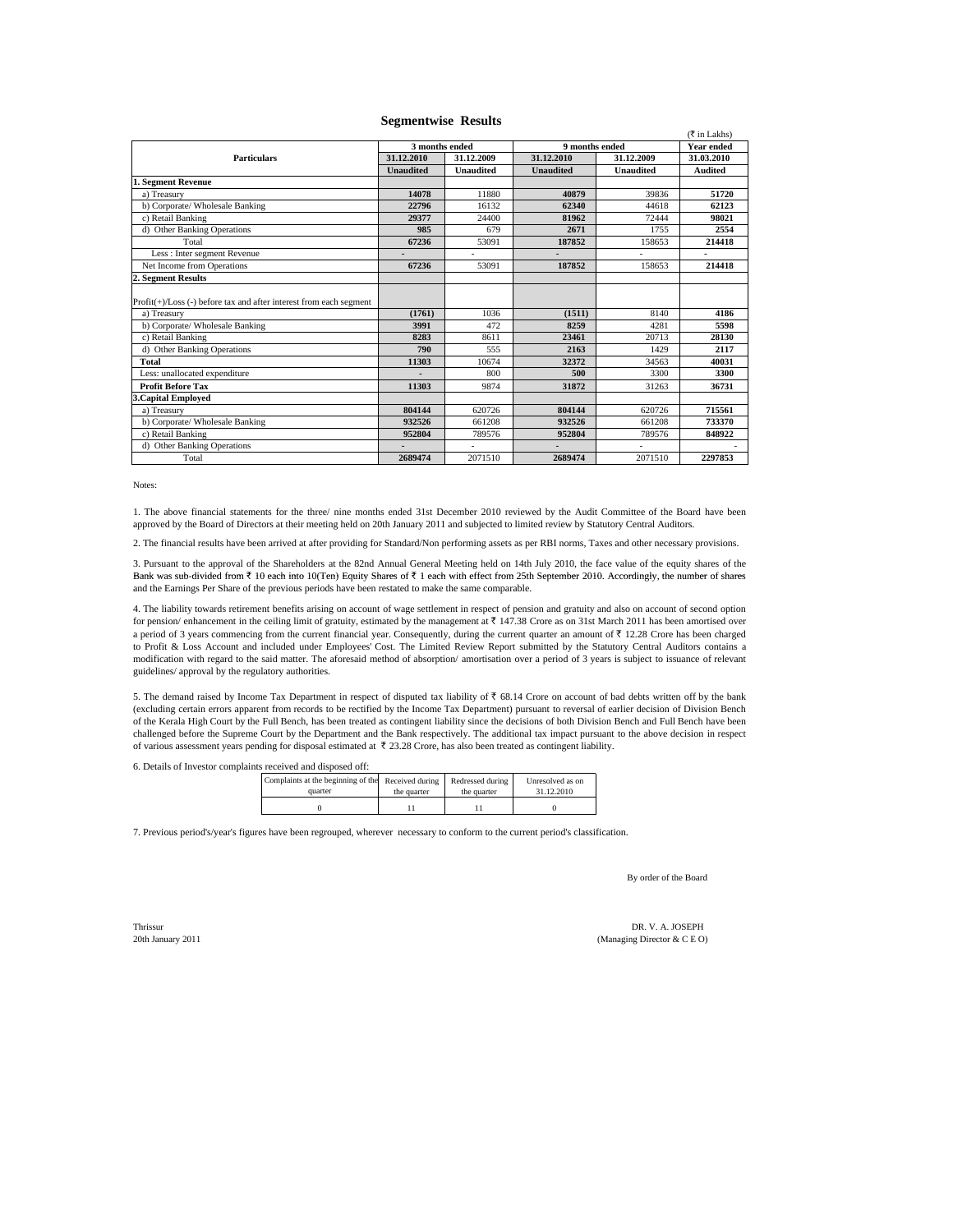## Segmentwise Results

(₹ in Lakhs)

| Particulars | 3 months ended | | 9 months ended | | Year ended |
|---|---|---|---|---|---|
| | 31.12.2010 | 31.12.2009 | 31.12.2010 | 31.12.2009 | 31.03.2010 |
| | Unaudited | Unaudited | Unaudited | Unaudited | Audited |
| **1. Segment Revenue** | | | | | |
| a) Treasury | **14078** | 11880 | **40879** | 39836 | **51720** |
| b) Corporate/ Wholesale Banking | **22796** | 16132 | **62340** | 44618 | **62123** |
| c) Retail Banking | **29377** | 24400 | **81962** | 72444 | **98021** |
| d) Other Banking Operations | **985** | 679 | **2671** | 1755 | **2554** |
| Total | **67236** | 53091 | **187852** | 158653 | **214418** |
| Less : Inter segment Revenue | - | - | - | - | - |
| Net Income from Operations | **67236** | 53091 | **187852** | 158653 | **214418** |
| **2. Segment Results** | | | | | |
| Profit(+)/Loss (-) before tax and after interest from each segment | | | | | |
| a) Treasury | **(1761)** | 1036 | **(1511)** | 8140 | **4186** |
| b) Corporate/ Wholesale Banking | **3991** | 472 | **8259** | 4281 | **5598** |
| c) Retail Banking | **8283** | 8611 | **23461** | 20713 | **28130** |
| d) Other Banking Operations | **790** | 555 | **2163** | 1429 | **2117** |
| **Total** | **11303** | 10674 | **32372** | 34563 | **40031** |
| Less: unallocated expenditure | - | 800 | **500** | 3300 | **3300** |
| **Profit Before Tax** | **11303** | 9874 | **31872** | 31263 | **36731** |
| **3.Capital Employed** | | | | | |
| a) Treasury | **804144** | 620726 | **804144** | 620726 | **715561** |
| b) Corporate/ Wholesale Banking | **932526** | 661208 | **932526** | 661208 | **733370** |
| c) Retail Banking | **952804** | 789576 | **952804** | 789576 | **848922** |
| d) Other Banking Operations | - | - | - | - | - |
| Total | **2689474** | 2071510 | **2689474** | 2071510 | **2297853** |

Notes:

1. The above financial statements for the three/ nine months ended 31st December 2010 reviewed by the Audit Committee of the Board have been approved by the Board of Directors at their meeting held on 20th January 2011 and subjected to limited review by Statutory Central Auditors.

2. The financial results have been arrived at after providing for Standard/Non performing assets as per RBI norms, Taxes and other necessary provisions.

3. Pursuant to the approval of the Shareholders at the 82nd Annual General Meeting held on 14th July 2010, the face value of the equity shares of the Bank was sub-divided from ₹ 10 each into 10(Ten) Equity Shares of ₹ 1 each with effect from 25th September 2010. Accordingly, the number of shares and the Earnings Per Share of the previous periods have been restated to make the same comparable.

4. The liability towards retirement benefits arising on account of wage settlement in respect of pension and gratuity and also on account of second option for pension/ enhancement in the ceiling limit of gratuity, estimated by the management at ₹ 147.38 Crore as on 31st March 2011 has been amortised over a period of 3 years commencing from the current financial year. Consequently, during the current quarter an amount of ₹ 12.28 Crore has been charged to Profit & Loss Account and included under Employees' Cost. The Limited Review Report submitted by the Statutory Central Auditors contains a modification with regard to the said matter. The aforesaid method of absorption/ amortisation over a period of 3 years is subject to issuance of relevant guidelines/ approval by the regulatory authorities.

5. The demand raised by Income Tax Department in respect of disputed tax liability of ₹ 68.14 Crore on account of bad debts written off by the bank (excluding certain errors apparent from records to be rectified by the Income Tax Department) pursuant to reversal of earlier decision of Division Bench of the Kerala High Court by the Full Bench, has been treated as contingent liability since the decisions of both Division Bench and Full Bench have been challenged before the Supreme Court by the Department and the Bank respectively. The additional tax impact pursuant to the above decision in respect of various assessment years pending for disposal estimated at ₹ 23.28 Crore, has also been treated as contingent liability.

6. Details of Investor complaints received and disposed off:

| Complaints at the beginning of the quarter | Received during the quarter | Redressed during the quarter | Unresolved as on 31.12.2010 |
|---|---|---|---|
| 0 | 11 | 11 | 0 |

7. Previous period's/year's figures have been regrouped, wherever necessary to conform to the current period's classification.

By order of the Board

Thrissur
20th January 2011

DR. V. A. JOSEPH
(Managing Director & C E O)